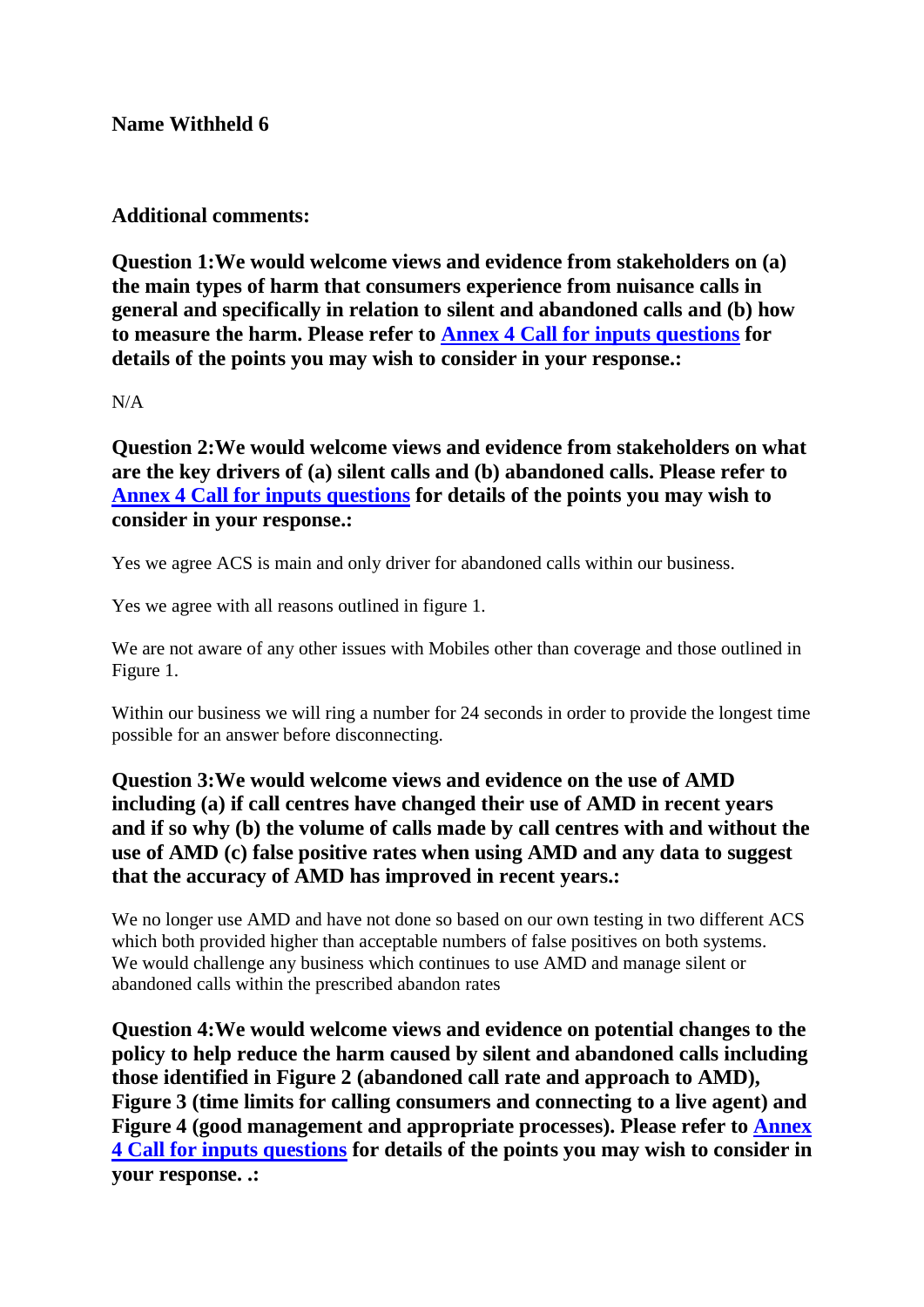**Name Withheld 6**

**Additional comments:**

**Question 1:We would welcome views and evidence from stakeholders on (a) the main types of harm that consumers experience from nuisance calls in general and specifically in relation to silent and abandoned calls and (b) how to measure the harm. Please refer to [Annex 4 Call for inputs questions] for details of the points you may wish to consider in your response.:**

N/A

**Question 2:We would welcome views and evidence from stakeholders on what are the key drivers of (a) silent calls and (b) abandoned calls. Please refer to [Annex 4 Call for inputs questions] for details of the points you may wish to consider in your response.:**

Yes we agree ACS is main and only driver for abandoned calls within our business.

Yes we agree with all reasons outlined in figure 1.

We are not aware of any other issues with Mobiles other than coverage and those outlined in Figure 1.

Within our business we will ring a number for 24 seconds in order to provide the longest time possible for an answer before disconnecting.

**Question 3:We would welcome views and evidence on the use of AMD including (a) if call centres have changed their use of AMD in recent years and if so why (b) the volume of calls made by call centres with and without the use of AMD (c) false positive rates when using AMD and any data to suggest that the accuracy of AMD has improved in recent years.:**

We no longer use AMD and have not done so based on our own testing in two different ACS which both provided higher than acceptable numbers of false positives on both systems. We would challenge any business which continues to use AMD and manage silent or abandoned calls within the prescribed abandon rates

**Question 4:We would welcome views and evidence on potential changes to the policy to help reduce the harm caused by silent and abandoned calls including those identified in Figure 2 (abandoned call rate and approach to AMD), Figure 3 (time limits for calling consumers and connecting to a live agent) and Figure 4 (good management and appropriate processes). Please refer to [Annex 4 Call for inputs questions] for details of the points you may wish to consider in your response. .:**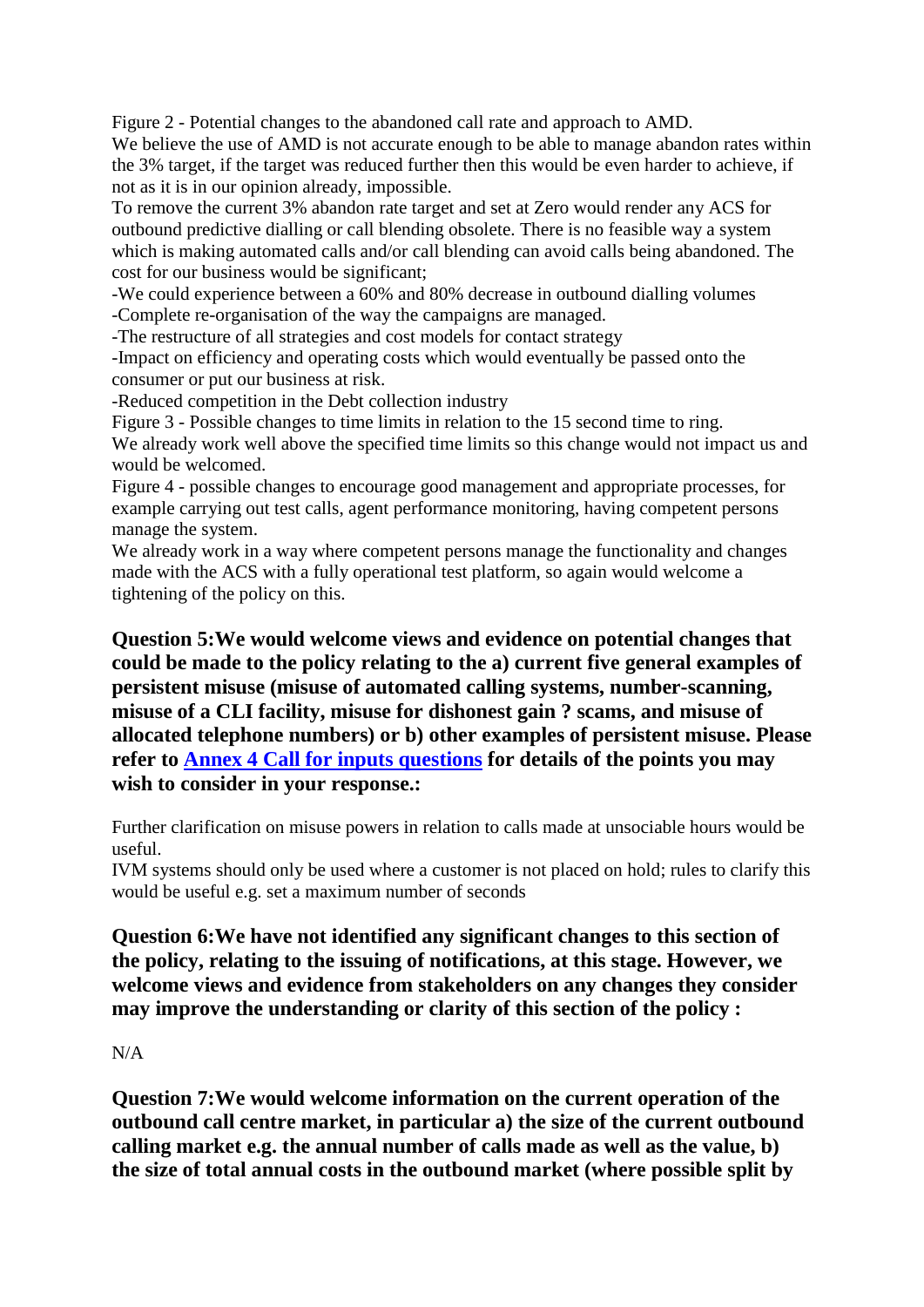Figure 2 - Potential changes to the abandoned call rate and approach to AMD.
We believe the use of AMD is not accurate enough to be able to manage abandon rates within the 3% target, if the target was reduced further then this would be even harder to achieve, if not as it is in our opinion already, impossible.
To remove the current 3% abandon rate target and set at Zero would render any ACS for outbound predictive dialling or call blending obsolete. There is no feasible way a system which is making automated calls and/or call blending can avoid calls being abandoned. The cost for our business would be significant;
-We could experience between a 60% and 80% decrease in outbound dialling volumes
-Complete re-organisation of the way the campaigns are managed.
-The restructure of all strategies and cost models for contact strategy
-Impact on efficiency and operating costs which would eventually be passed onto the consumer or put our business at risk.
-Reduced competition in the Debt collection industry
Figure 3 - Possible changes to time limits in relation to the 15 second time to ring.
We already work well above the specified time limits so this change would not impact us and would be welcomed.
Figure 4 - possible changes to encourage good management and appropriate processes, for example carrying out test calls, agent performance monitoring, having competent persons manage the system.
We already work in a way where competent persons manage the functionality and changes made with the ACS with a fully operational test platform, so again would welcome a tightening of the policy on this.

**Question 5:We would welcome views and evidence on potential changes that could be made to the policy relating to the a) current five general examples of persistent misuse (misuse of automated calling systems, number-scanning, misuse of a CLI facility, misuse for dishonest gain ? scams, and misuse of allocated telephone numbers) or b) other examples of persistent misuse. Please refer to [Annex 4 Call for inputs questions] for details of the points you may wish to consider in your response.:**

Further clarification on misuse powers in relation to calls made at unsociable hours would be useful.
IVM systems should only be used where a customer is not placed on hold; rules to clarify this would be useful e.g. set a maximum number of seconds

**Question 6:We have not identified any significant changes to this section of the policy, relating to the issuing of notifications, at this stage. However, we welcome views and evidence from stakeholders on any changes they consider may improve the understanding or clarity of this section of the policy :**

N/A

**Question 7:We would welcome information on the current operation of the outbound call centre market, in particular a) the size of the current outbound calling market e.g. the annual number of calls made as well as the value, b) the size of total annual costs in the outbound market (where possible split by**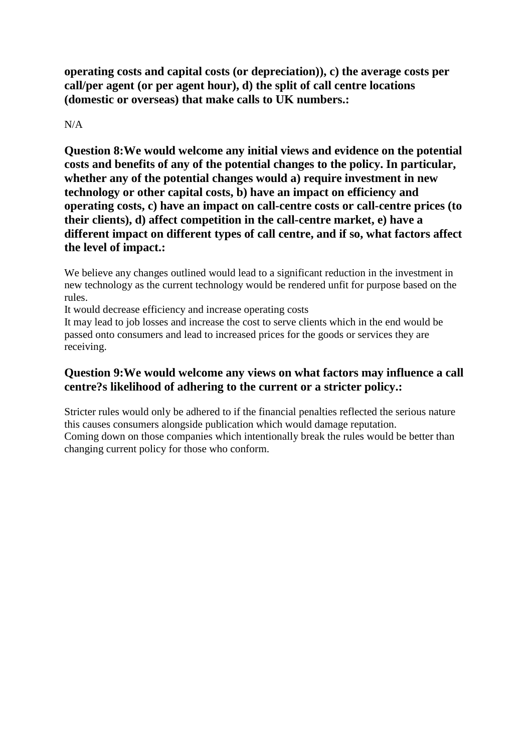**operating costs and capital costs (or depreciation)), c) the average costs per call/per agent (or per agent hour), d) the split of call centre locations (domestic or overseas) that make calls to UK numbers.:**

N/A

### Question 8:We would welcome any initial views and evidence on the potential costs and benefits of any of the potential changes to the policy. In particular, whether any of the potential changes would a) require investment in new technology or other capital costs, b) have an impact on efficiency and operating costs, c) have an impact on call-centre costs or call-centre prices (to their clients), d) affect competition in the call-centre market, e) have a different impact on different types of call centre, and if so, what factors affect the level of impact.:

We believe any changes outlined would lead to a significant reduction in the investment in new technology as the current technology would be rendered unfit for purpose based on the rules.
It would decrease efficiency and increase operating costs
It may lead to job losses and increase the cost to serve clients which in the end would be passed onto consumers and lead to increased prices for the goods or services they are receiving.

### Question 9:We would welcome any views on what factors may influence a call centre?s likelihood of adhering to the current or a stricter policy.:

Stricter rules would only be adhered to if the financial penalties reflected the serious nature this causes consumers alongside publication which would damage reputation.
Coming down on those companies which intentionally break the rules would be better than changing current policy for those who conform.